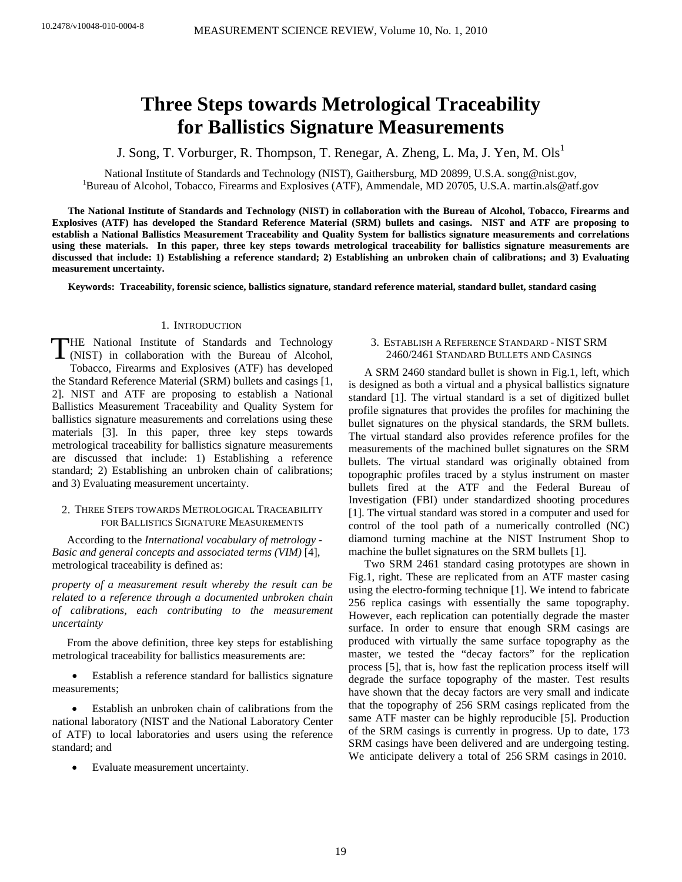10.2478/v10048-010-0004-8

# Three Steps towards Metrological Traceability for Ballistics Signature Measurements

J. Song, T. Vorburger, R. Thompson, T. Renegar, A. Zheng, L. Ma, J. Yen, M. Ols[1]

National Institute of Standards and Technology (NIST), Gaithersburg, MD 20899, U.S.A. song@nist.gov,
[1]Bureau of Alcohol, Tobacco, Firearms and Explosives (ATF), Ammendale, MD 20705, U.S.A. martin.als@atf.gov

**The National Institute of Standards and Technology (NIST) in collaboration with the Bureau of Alcohol, Tobacco, Firearms and Explosives (ATF) has developed the Standard Reference Material (SRM) bullets and casings. NIST and ATF are proposing to establish a National Ballistics Measurement Traceability and Quality System for ballistics signature measurements and correlations using these materials. In this paper, three key steps towards metrological traceability for ballistics signature measurements are discussed that include: 1) Establishing a reference standard; 2) Establishing an unbroken chain of calibrations; and 3) Evaluating measurement uncertainty.**

**Keywords: Traceability, forensic science, ballistics signature, standard reference material, standard bullet, standard casing**

## 1. Introduction

THE National Institute of Standards and Technology (NIST) in collaboration with the Bureau of Alcohol, Tobacco, Firearms and Explosives (ATF) has developed the Standard Reference Material (SRM) bullets and casings [1, 2]. NIST and ATF are proposing to establish a National Ballistics Measurement Traceability and Quality System for ballistics signature measurements and correlations using these materials [3]. In this paper, three key steps towards metrological traceability for ballistics signature measurements are discussed that include: 1) Establishing a reference standard; 2) Establishing an unbroken chain of calibrations; and 3) Evaluating measurement uncertainty.

## 2. Three Steps towards Metrological Traceability for Ballistics Signature Measurements

According to the *International vocabulary of metrology - Basic and general concepts and associated terms (VIM)* [4], metrological traceability is defined as:

*property of a measurement result whereby the result can be related to a reference through a documented unbroken chain of calibrations, each contributing to the measurement uncertainty*

From the above definition, three key steps for establishing metrological traceability for ballistics measurements are:

- Establish a reference standard for ballistics signature measurements;
- Establish an unbroken chain of calibrations from the national laboratory (NIST and the National Laboratory Center of ATF) to local laboratories and users using the reference standard; and
- Evaluate measurement uncertainty.

## 3. Establish a Reference Standard - NIST SRM 2460/2461 Standard Bullets and Casings

A SRM 2460 standard bullet is shown in Fig.1, left, which is designed as both a virtual and a physical ballistics signature standard [1]. The virtual standard is a set of digitized bullet profile signatures that provides the profiles for machining the bullet signatures on the physical standards, the SRM bullets. The virtual standard also provides reference profiles for the measurements of the machined bullet signatures on the SRM bullets. The virtual standard was originally obtained from topographic profiles traced by a stylus instrument on master bullets fired at the ATF and the Federal Bureau of Investigation (FBI) under standardized shooting procedures [1]. The virtual standard was stored in a computer and used for control of the tool path of a numerically controlled (NC) diamond turning machine at the NIST Instrument Shop to machine the bullet signatures on the SRM bullets [1].

Two SRM 2461 standard casing prototypes are shown in Fig.1, right. These are replicated from an ATF master casing using the electro-forming technique [1]. We intend to fabricate 256 replica casings with essentially the same topography. However, each replication can potentially degrade the master surface. In order to ensure that enough SRM casings are produced with virtually the same surface topography as the master, we tested the "decay factors" for the replication process [5], that is, how fast the replication process itself will degrade the surface topography of the master. Test results have shown that the decay factors are very small and indicate that the topography of 256 SRM casings replicated from the same ATF master can be highly reproducible [5]. Production of the SRM casings is currently in progress. Up to date, 173 SRM casings have been delivered and are undergoing testing. We anticipate delivery a total of 256 SRM casings in 2010.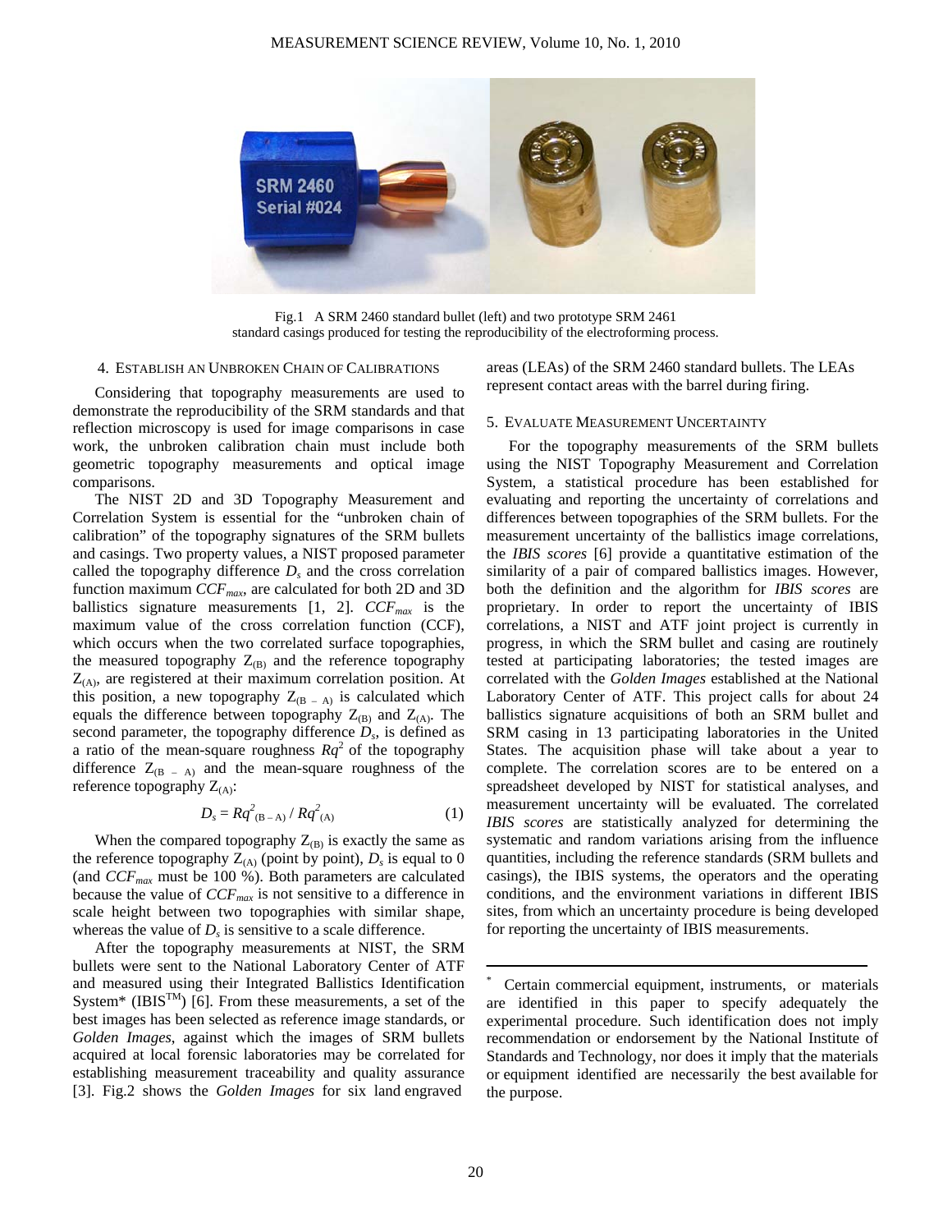Fig.1 A SRM 2460 standard bullet (left) and two prototype SRM 2461 standard casings produced for testing the reproducibility of the electroforming process.

## 4. Establish an Unbroken Chain of Calibrations

Considering that topography measurements are used to demonstrate the reproducibility of the SRM standards and that reflection microscopy is used for image comparisons in case work, the unbroken calibration chain must include both geometric topography measurements and optical image comparisons.

The NIST 2D and 3D Topography Measurement and Correlation System is essential for the "unbroken chain of calibration" of the topography signatures of the SRM bullets and casings. Two property values, a NIST proposed parameter called the topography difference $D_s$ and the cross correlation function maximum $CCF_{max}$, are calculated for both 2D and 3D ballistics signature measurements [1, 2]. $CCF_{max}$ is the maximum value of the cross correlation function (CCF), which occurs when the two correlated surface topographies, the measured topography $Z_{(B)}$ and the reference topography $Z_{(A)}$, are registered at their maximum correlation position. At this position, a new topography $Z_{(B-A)}$ is calculated which equals the difference between topography $Z_{(B)}$ and $Z_{(A)}$. The second parameter, the topography difference $D_s$, is defined as a ratio of the mean-square roughness $Rq^2$ of the topography difference $Z_{(B-A)}$ and the mean-square roughness of the reference topography $Z_{(A)}$:

$$D_s = Rq^2_{(B-A)} / Rq^2_{(A)} \tag{1}$$

When the compared topography $Z_{(B)}$ is exactly the same as the reference topography $Z_{(A)}$ (point by point), $D_s$ is equal to 0 (and $CCF_{max}$ must be 100 %). Both parameters are calculated because the value of $CCF_{max}$ is not sensitive to a difference in scale height between two topographies with similar shape, whereas the value of $D_s$ is sensitive to a scale difference.

After the topography measurements at NIST, the SRM bullets were sent to the National Laboratory Center of ATF and measured using their Integrated Ballistics Identification System* (IBIS™) [6]. From these measurements, a set of the best images has been selected as reference image standards, or *Golden Images*, against which the images of SRM bullets acquired at local forensic laboratories may be correlated for establishing measurement traceability and quality assurance [3]. Fig.2 shows the *Golden Images* for six land engraved areas (LEAs) of the SRM 2460 standard bullets. The LEAs represent contact areas with the barrel during firing.

## 5. Evaluate Measurement Uncertainty

For the topography measurements of the SRM bullets using the NIST Topography Measurement and Correlation System, a statistical procedure has been established for evaluating and reporting the uncertainty of correlations and differences between topographies of the SRM bullets. For the measurement uncertainty of the ballistics image correlations, the *IBIS scores* [6] provide a quantitative estimation of the similarity of a pair of compared ballistics images. However, both the definition and the algorithm for *IBIS scores* are proprietary. In order to report the uncertainty of IBIS correlations, a NIST and ATF joint project is currently in progress, in which the SRM bullet and casing are routinely tested at participating laboratories; the tested images are correlated with the *Golden Images* established at the National Laboratory Center of ATF. This project calls for about 24 ballistics signature acquisitions of both an SRM bullet and SRM casing in 13 participating laboratories in the United States. The acquisition phase will take about a year to complete. The correlation scores are to be entered on a spreadsheet developed by NIST for statistical analyses, and measurement uncertainty will be evaluated. The correlated *IBIS scores* are statistically analyzed for determining the systematic and random variations arising from the influence quantities, including the reference standards (SRM bullets and casings), the IBIS systems, the operators and the operating conditions, and the environment variations in different IBIS sites, from which an uncertainty procedure is being developed for reporting the uncertainty of IBIS measurements.

---

* Certain commercial equipment, instruments, or materials are identified in this paper to specify adequately the experimental procedure. Such identification does not imply recommendation or endorsement by the National Institute of Standards and Technology, nor does it imply that the materials or equipment identified are necessarily the best available for the purpose.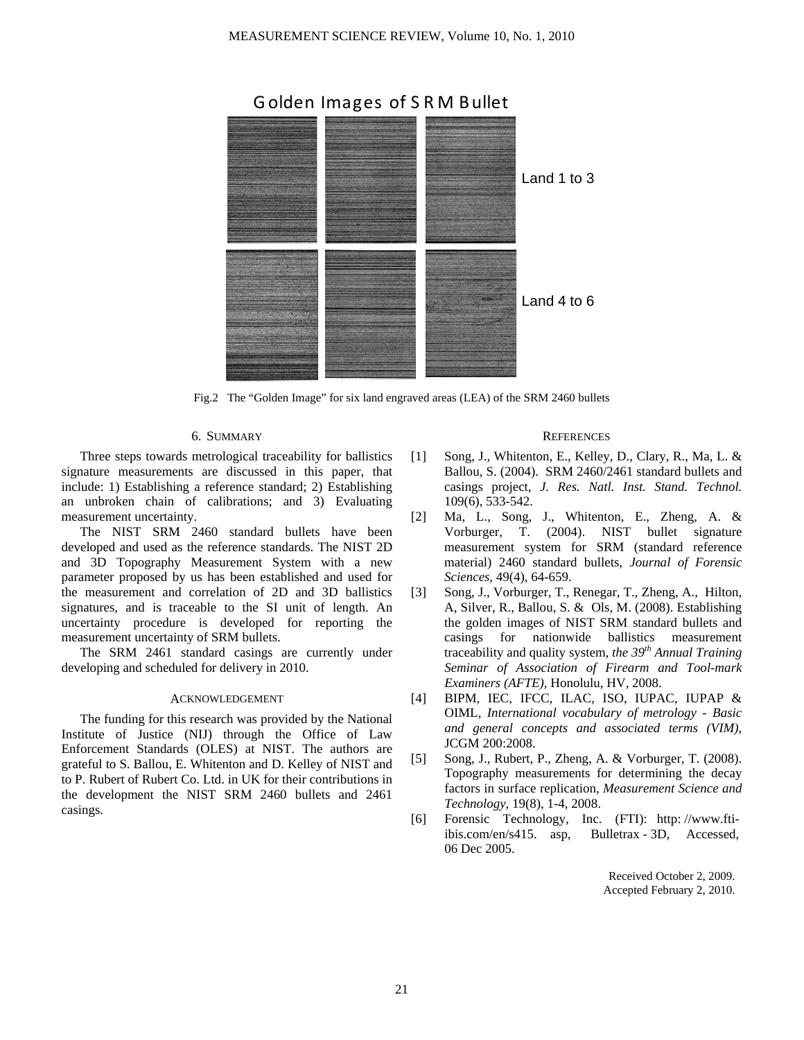Golden Images of SRM Bullet

Land 1 to 3

Land 4 to 6

Fig.2 The "Golden Image" for six land engraved areas (LEA) of the SRM 2460 bullets

## 6. SUMMARY

Three steps towards metrological traceability for ballistics signature measurements are discussed in this paper, that include: 1) Establishing a reference standard; 2) Establishing an unbroken chain of calibrations; and 3) Evaluating measurement uncertainty.

The NIST SRM 2460 standard bullets have been developed and used as the reference standards. The NIST 2D and 3D Topography Measurement System with a new parameter proposed by us has been established and used for the measurement and correlation of 2D and 3D ballistics signatures, and is traceable to the SI unit of length. An uncertainty procedure is developed for reporting the measurement uncertainty of SRM bullets.

The SRM 2461 standard casings are currently under developing and scheduled for delivery in 2010.

## ACKNOWLEDGEMENT

The funding for this research was provided by the National Institute of Justice (NIJ) through the Office of Law Enforcement Standards (OLES) at NIST. The authors are grateful to S. Ballou, E. Whitenton and D. Kelley of NIST and to P. Rubert of Rubert Co. Ltd. in UK for their contributions in the development the NIST SRM 2460 bullets and 2461 casings.

## REFERENCES

[1] Song, J., Whitenton, E., Kelley, D., Clary, R., Ma, L. & Ballou, S. (2004). SRM 2460/2461 standard bullets and casings project, *J. Res. Natl. Inst. Stand. Technol.* 109(6), 533-542.

[2] Ma, L., Song, J., Whitenton, E., Zheng, A. & Vorburger, T. (2004). NIST bullet signature measurement system for SRM (standard reference material) 2460 standard bullets, *Journal of Forensic Sciences*, 49(4), 64-659.

[3] Song, J., Vorburger, T., Renegar, T., Zheng, A., Hilton, A, Silver, R., Ballou, S. & Ols, M. (2008). Establishing the golden images of NIST SRM standard bullets and casings for nationwide ballistics measurement traceability and quality system, *the 39th Annual Training Seminar of Association of Firearm and Tool-mark Examiners (AFTE)*, Honolulu, HV, 2008.

[4] BIPM, IEC, IFCC, ILAC, ISO, IUPAC, IUPAP & OIML, *International vocabulary of metrology - Basic and general concepts and associated terms (VIM)*, JCGM 200:2008.

[5] Song, J., Rubert, P., Zheng, A. & Vorburger, T. (2008). Topography measurements for determining the decay factors in surface replication, *Measurement Science and Technology*, 19(8), 1-4, 2008.

[6] Forensic Technology, Inc. (FTI): http: //www.fti-ibis.com/en/s415. asp, Bulletrax - 3D, Accessed, 06 Dec 2005.

Received October 2, 2009.
Accepted February 2, 2010.